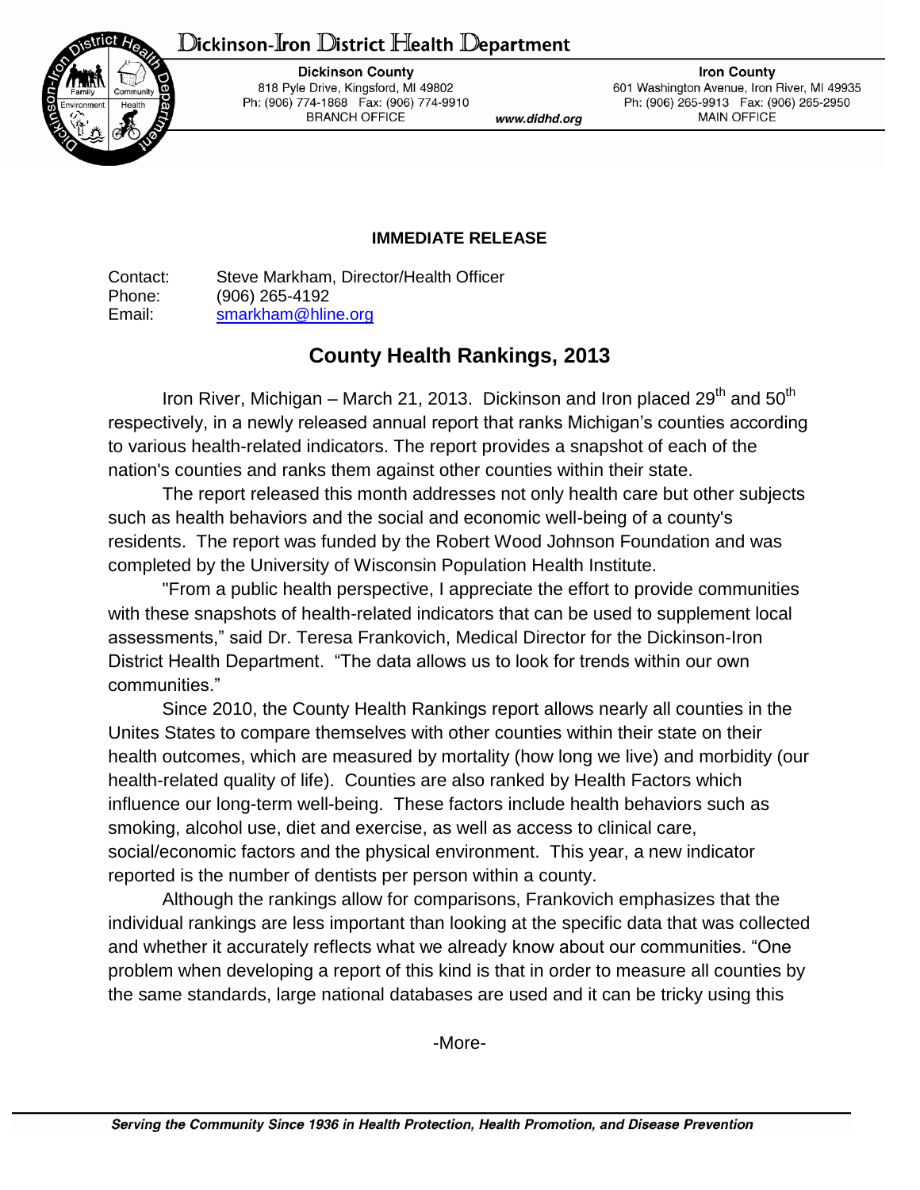Dickinson-Iron District Health Department

**Dickinson County**
818 Pyle Drive, Kingsford, MI 49802
Ph: (906) 774-1868 Fax: (906) 774-9910
BRANCH OFFICE

www.didhd.org

**Iron County**
601 Washington Avenue, Iron River, MI 49935
Ph: (906) 265-9913 Fax: (906) 265-2950
MAIN OFFICE

**IMMEDIATE RELEASE**

Contact: Steve Markham, Director/Health Officer
Phone: (906) 265-4192
Email: smarkham@hline.org

## County Health Rankings, 2013

Iron River, Michigan – March 21, 2013. Dickinson and Iron placed 29th and 50th respectively, in a newly released annual report that ranks Michigan's counties according to various health-related indicators. The report provides a snapshot of each of the nation's counties and ranks them against other counties within their state.

The report released this month addresses not only health care but other subjects such as health behaviors and the social and economic well-being of a county's residents. The report was funded by the Robert Wood Johnson Foundation and was completed by the University of Wisconsin Population Health Institute.

"From a public health perspective, I appreciate the effort to provide communities with these snapshots of health-related indicators that can be used to supplement local assessments," said Dr. Teresa Frankovich, Medical Director for the Dickinson-Iron District Health Department. "The data allows us to look for trends within our own communities."

Since 2010, the County Health Rankings report allows nearly all counties in the Unites States to compare themselves with other counties within their state on their health outcomes, which are measured by mortality (how long we live) and morbidity (our health-related quality of life). Counties are also ranked by Health Factors which influence our long-term well-being. These factors include health behaviors such as smoking, alcohol use, diet and exercise, as well as access to clinical care, social/economic factors and the physical environment. This year, a new indicator reported is the number of dentists per person within a county.

Although the rankings allow for comparisons, Frankovich emphasizes that the individual rankings are less important than looking at the specific data that was collected and whether it accurately reflects what we already know about our communities. "One problem when developing a report of this kind is that in order to measure all counties by the same standards, large national databases are used and it can be tricky using this

-More-

*Serving the Community Since 1936 in Health Protection, Health Promotion, and Disease Prevention*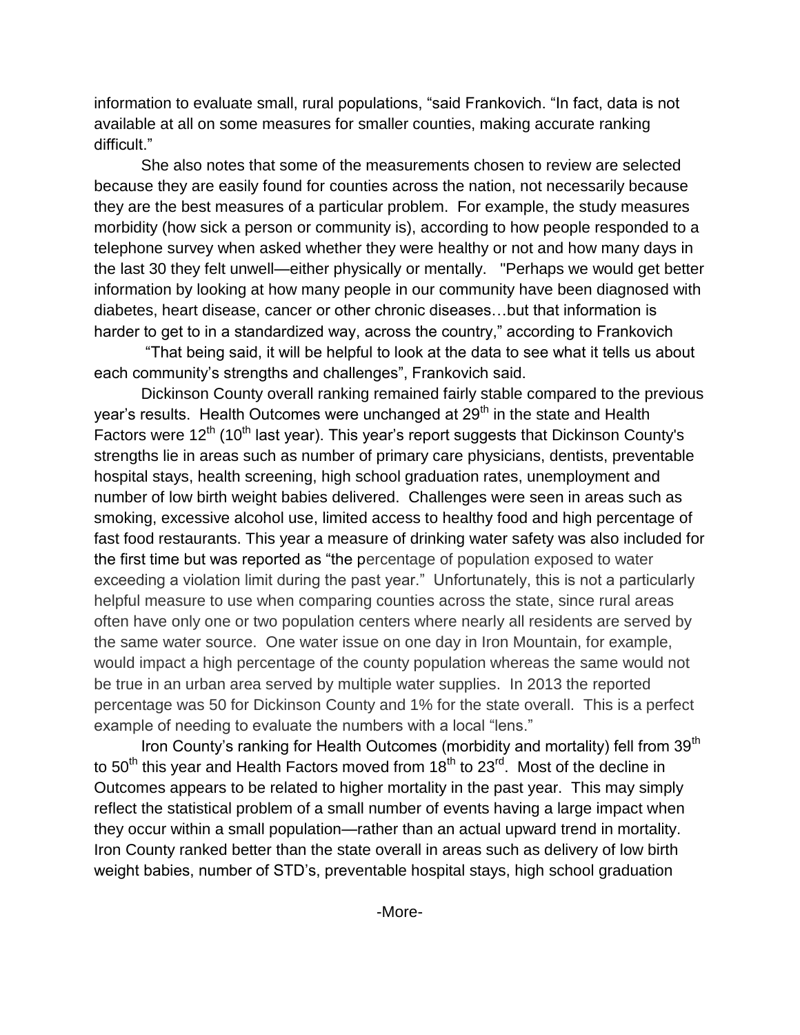information to evaluate small, rural populations, "said Frankovich. "In fact, data is not available at all on some measures for smaller counties, making accurate ranking difficult."

She also notes that some of the measurements chosen to review are selected because they are easily found for counties across the nation, not necessarily because they are the best measures of a particular problem. For example, the study measures morbidity (how sick a person or community is), according to how people responded to a telephone survey when asked whether they were healthy or not and how many days in the last 30 they felt unwell—either physically or mentally. "Perhaps we would get better information by looking at how many people in our community have been diagnosed with diabetes, heart disease, cancer or other chronic diseases…but that information is harder to get to in a standardized way, across the country," according to Frankovich

"That being said, it will be helpful to look at the data to see what it tells us about each community's strengths and challenges", Frankovich said.

Dickinson County overall ranking remained fairly stable compared to the previous year's results. Health Outcomes were unchanged at 29th in the state and Health Factors were 12th (10th last year). This year's report suggests that Dickinson County's strengths lie in areas such as number of primary care physicians, dentists, preventable hospital stays, health screening, high school graduation rates, unemployment and number of low birth weight babies delivered. Challenges were seen in areas such as smoking, excessive alcohol use, limited access to healthy food and high percentage of fast food restaurants. This year a measure of drinking water safety was also included for the first time but was reported as "the percentage of population exposed to water exceeding a violation limit during the past year." Unfortunately, this is not a particularly helpful measure to use when comparing counties across the state, since rural areas often have only one or two population centers where nearly all residents are served by the same water source. One water issue on one day in Iron Mountain, for example, would impact a high percentage of the county population whereas the same would not be true in an urban area served by multiple water supplies. In 2013 the reported percentage was 50 for Dickinson County and 1% for the state overall. This is a perfect example of needing to evaluate the numbers with a local "lens."

Iron County's ranking for Health Outcomes (morbidity and mortality) fell from 39th to 50th this year and Health Factors moved from 18th to 23rd. Most of the decline in Outcomes appears to be related to higher mortality in the past year. This may simply reflect the statistical problem of a small number of events having a large impact when they occur within a small population—rather than an actual upward trend in mortality. Iron County ranked better than the state overall in areas such as delivery of low birth weight babies, number of STD's, preventable hospital stays, high school graduation

-More-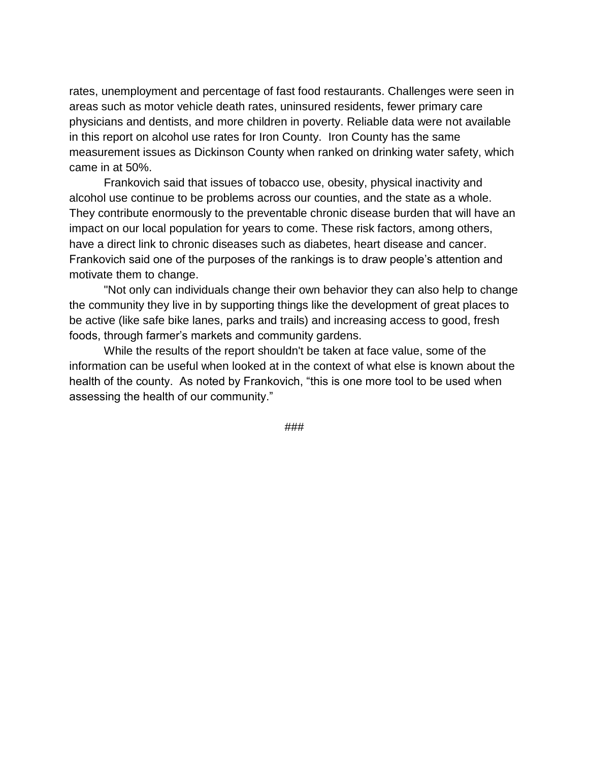rates, unemployment and percentage of fast food restaurants. Challenges were seen in areas such as motor vehicle death rates, uninsured residents, fewer primary care physicians and dentists, and more children in poverty. Reliable data were not available in this report on alcohol use rates for Iron County. Iron County has the same measurement issues as Dickinson County when ranked on drinking water safety, which came in at 50%.

Frankovich said that issues of tobacco use, obesity, physical inactivity and alcohol use continue to be problems across our counties, and the state as a whole. They contribute enormously to the preventable chronic disease burden that will have an impact on our local population for years to come. These risk factors, among others, have a direct link to chronic diseases such as diabetes, heart disease and cancer. Frankovich said one of the purposes of the rankings is to draw people's attention and motivate them to change.

"Not only can individuals change their own behavior they can also help to change the community they live in by supporting things like the development of great places to be active (like safe bike lanes, parks and trails) and increasing access to good, fresh foods, through farmer's markets and community gardens.

While the results of the report shouldn't be taken at face value, some of the information can be useful when looked at in the context of what else is known about the health of the county. As noted by Frankovich, "this is one more tool to be used when assessing the health of our community."

###